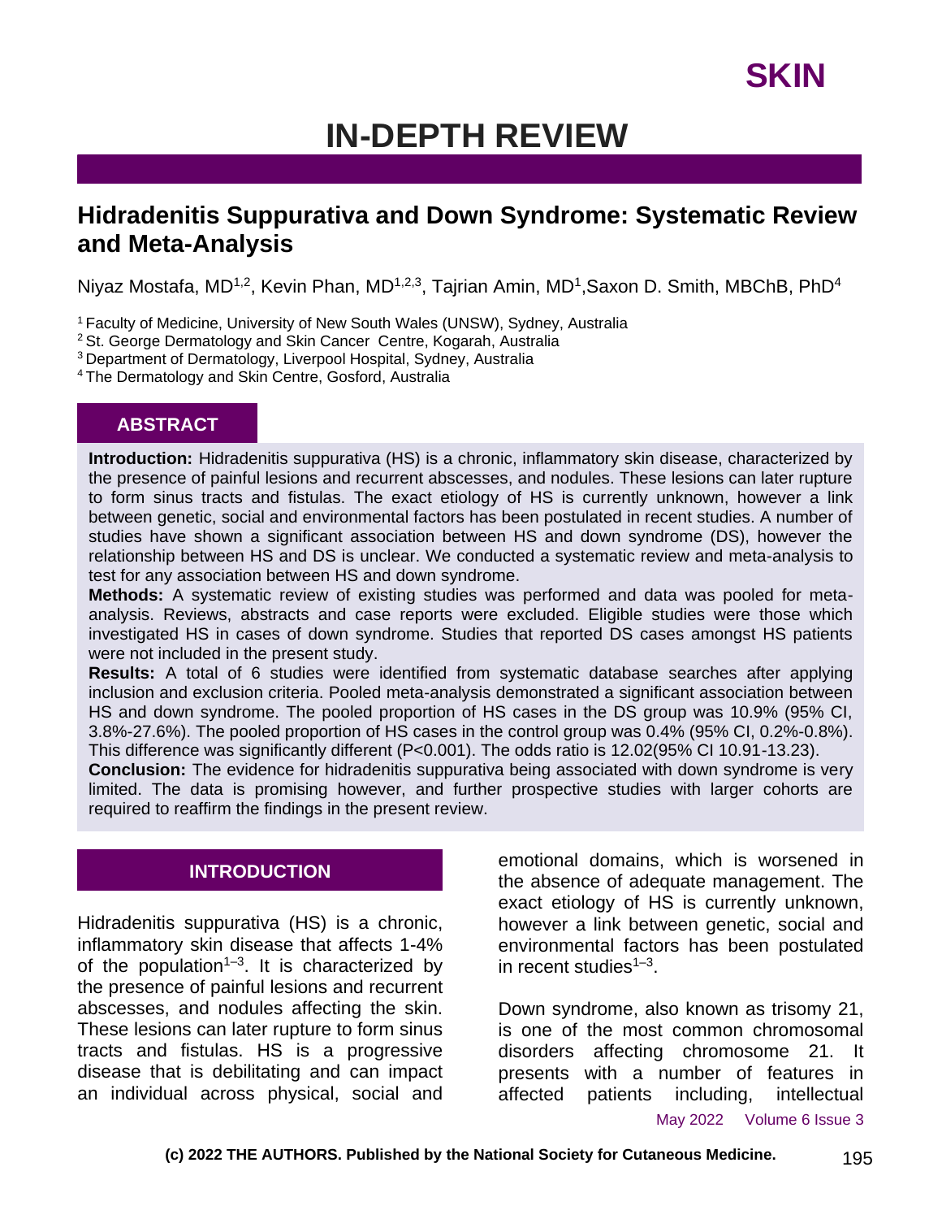# SKIN

## IN-DEPTH REVIEW

# Hidradenitis Suppurativa and Down Syndrome: Systematic Review and Meta-Analysis

Niyaz Mostafa, MD[1,2], Kevin Phan, MD[1,2,3], Tajrian Amin, MD[1], Saxon D. Smith, MBChB, PhD[4]

[1] Faculty of Medicine, University of New South Wales (UNSW), Sydney, Australia
[2] St. George Dermatology and Skin Cancer Centre, Kogarah, Australia
[3] Department of Dermatology, Liverpool Hospital, Sydney, Australia
[4] The Dermatology and Skin Centre, Gosford, Australia

## ABSTRACT

**Introduction:** Hidradenitis suppurativa (HS) is a chronic, inflammatory skin disease, characterized by the presence of painful lesions and recurrent abscesses, and nodules. These lesions can later rupture to form sinus tracts and fistulas. The exact etiology of HS is currently unknown, however a link between genetic, social and environmental factors has been postulated in recent studies. A number of studies have shown a significant association between HS and down syndrome (DS), however the relationship between HS and DS is unclear. We conducted a systematic review and meta-analysis to test for any association between HS and down syndrome.

**Methods:** A systematic review of existing studies was performed and data was pooled for meta-analysis. Reviews, abstracts and case reports were excluded. Eligible studies were those which investigated HS in cases of down syndrome. Studies that reported DS cases amongst HS patients were not included in the present study.

**Results:** A total of 6 studies were identified from systematic database searches after applying inclusion and exclusion criteria. Pooled meta-analysis demonstrated a significant association between HS and down syndrome. The pooled proportion of HS cases in the DS group was 10.9% (95% CI, 3.8%-27.6%). The pooled proportion of HS cases in the control group was 0.4% (95% CI, 0.2%-0.8%). This difference was significantly different (P<0.001). The odds ratio is 12.02(95% CI 10.91-13.23).

**Conclusion:** The evidence for hidradenitis suppurativa being associated with down syndrome is very limited. The data is promising however, and further prospective studies with larger cohorts are required to reaffirm the findings in the present review.

## INTRODUCTION

Hidradenitis suppurativa (HS) is a chronic, inflammatory skin disease that affects 1-4% of the population[1–3]. It is characterized by the presence of painful lesions and recurrent abscesses, and nodules affecting the skin. These lesions can later rupture to form sinus tracts and fistulas. HS is a progressive disease that is debilitating and can impact an individual across physical, social and emotional domains, which is worsened in the absence of adequate management. The exact etiology of HS is currently unknown, however a link between genetic, social and environmental factors has been postulated in recent studies[1–3].

Down syndrome, also known as trisomy 21, is one of the most common chromosomal disorders affecting chromosome 21. It presents with a number of features in affected patients including, intellectual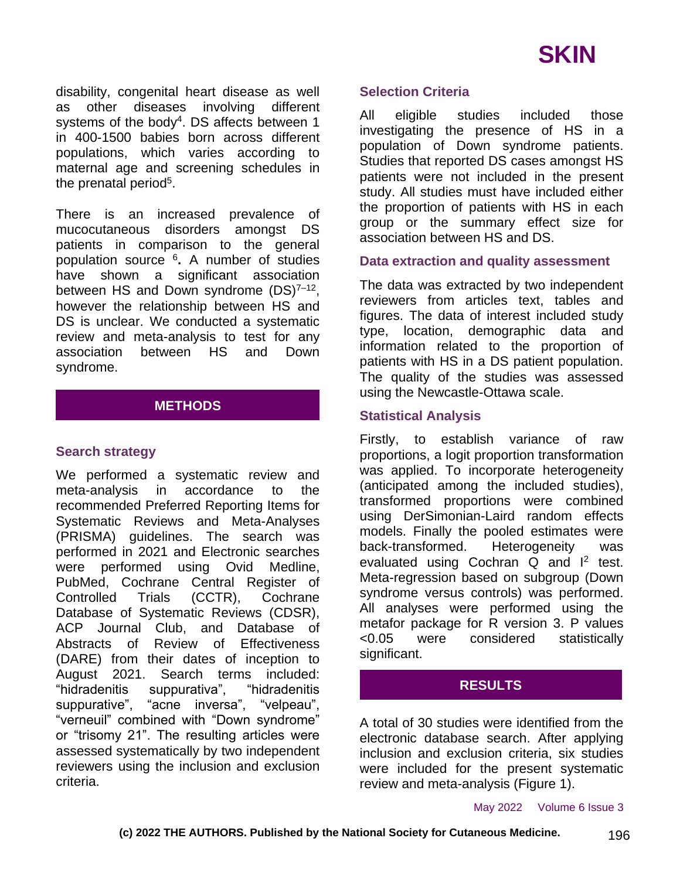disability, congenital heart disease as well as other diseases involving different systems of the body[4]. DS affects between 1 in 400-1500 babies born across different populations, which varies according to maternal age and screening schedules in the prenatal period[5].

There is an increased prevalence of mucocutaneous disorders amongst DS patients in comparison to the general population source [6]**.** A number of studies have shown a significant association between HS and Down syndrome (DS)[7–12], however the relationship between HS and DS is unclear. We conducted a systematic review and meta-analysis to test for any association between HS and Down syndrome.

## METHODS

### Search strategy

We performed a systematic review and meta-analysis in accordance to the recommended Preferred Reporting Items for Systematic Reviews and Meta-Analyses (PRISMA) guidelines. The search was performed in 2021 and Electronic searches were performed using Ovid Medline, PubMed, Cochrane Central Register of Controlled Trials (CCTR), Cochrane Database of Systematic Reviews (CDSR), ACP Journal Club, and Database of Abstracts of Review of Effectiveness (DARE) from their dates of inception to August 2021. Search terms included: “hidradenitis suppurativa”, “hidradenitis suppurative”, “acne inversa”, “velpeau”, “verneuil” combined with “Down syndrome” or “trisomy 21”. The resulting articles were assessed systematically by two independent reviewers using the inclusion and exclusion criteria.

### Selection Criteria

All eligible studies included those investigating the presence of HS in a population of Down syndrome patients. Studies that reported DS cases amongst HS patients were not included in the present study. All studies must have included either the proportion of patients with HS in each group or the summary effect size for association between HS and DS.

### Data extraction and quality assessment

The data was extracted by two independent reviewers from articles text, tables and figures. The data of interest included study type, location, demographic data and information related to the proportion of patients with HS in a DS patient population. The quality of the studies was assessed using the Newcastle-Ottawa scale.

### Statistical Analysis

Firstly, to establish variance of raw proportions, a logit proportion transformation was applied. To incorporate heterogeneity (anticipated among the included studies), transformed proportions were combined using DerSimonian-Laird random effects models. Finally the pooled estimates were back-transformed. Heterogeneity was evaluated using Cochran Q and $I^2$ test. Meta-regression based on subgroup (Down syndrome versus controls) was performed. All analyses were performed using the metafor package for R version 3. P values <0.05 were considered statistically significant.

## RESULTS

A total of 30 studies were identified from the electronic database search. After applying inclusion and exclusion criteria, six studies were included for the present systematic review and meta-analysis (Figure 1).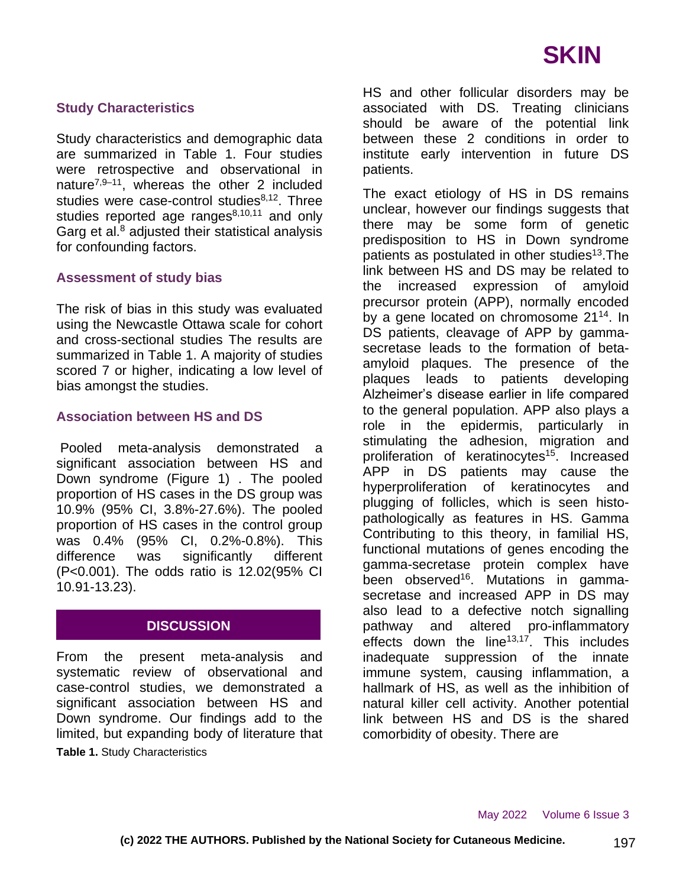### Study Characteristics

Study characteristics and demographic data are summarized in Table 1. Four studies were retrospective and observational in nature[7,9–11], whereas the other 2 included studies were case-control studies[8,12]. Three studies reported age ranges[8,10,11] and only Garg et al.[8] adjusted their statistical analysis for confounding factors.

### Assessment of study bias

The risk of bias in this study was evaluated using the Newcastle Ottawa scale for cohort and cross-sectional studies The results are summarized in Table 1. A majority of studies scored 7 or higher, indicating a low level of bias amongst the studies.

### Association between HS and DS

Pooled meta-analysis demonstrated a significant association between HS and Down syndrome (Figure 1) . The pooled proportion of HS cases in the DS group was 10.9% (95% CI, 3.8%-27.6%). The pooled proportion of HS cases in the control group was 0.4% (95% CI, 0.2%-0.8%). This difference was significantly different (P<0.001). The odds ratio is 12.02(95% CI 10.91-13.23).

## DISCUSSION

From the present meta-analysis and systematic review of observational and case-control studies, we demonstrated a significant association between HS and Down syndrome. Our findings add to the limited, but expanding body of literature that HS and other follicular disorders may be associated with DS. Treating clinicians should be aware of the potential link between these 2 conditions in order to institute early intervention in future DS patients.

**Table 1.** Study Characteristics

The exact etiology of HS in DS remains unclear, however our findings suggests that there may be some form of genetic predisposition to HS in Down syndrome patients as postulated in other studies[13].The link between HS and DS may be related to the increased expression of amyloid precursor protein (APP), normally encoded by a gene located on chromosome 21[14]. In DS patients, cleavage of APP by gamma-secretase leads to the formation of beta-amyloid plaques. The presence of the plaques leads to patients developing Alzheimer's disease earlier in life compared to the general population. APP also plays a role in the epidermis, particularly in stimulating the adhesion, migration and proliferation of keratinocytes[15]. Increased APP in DS patients may cause the hyperproliferation of keratinocytes and plugging of follicles, which is seen histo-pathologically as features in HS. Gamma Contributing to this theory, in familial HS, functional mutations of genes encoding the gamma-secretase protein complex have been observed[16]. Mutations in gamma-secretase and increased APP in DS may also lead to a defective notch signalling pathway and altered pro-inflammatory effects down the line[13,17]. This includes inadequate suppression of the innate immune system, causing inflammation, a hallmark of HS, as well as the inhibition of natural killer cell activity. Another potential link between HS and DS is the shared comorbidity of obesity. There are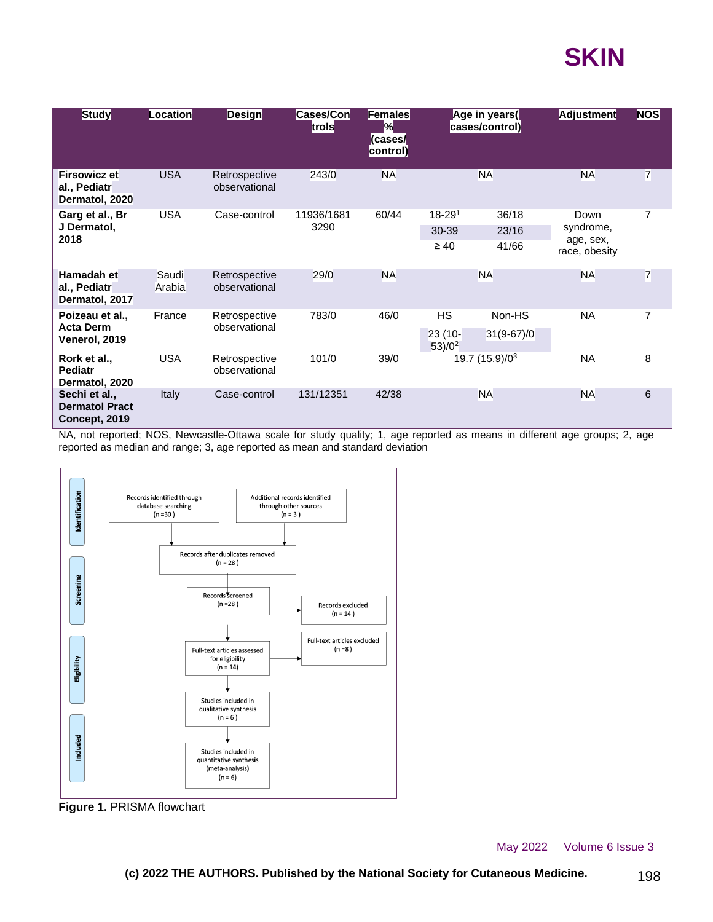| Study | Location | Design | Cases/Controls | Females % (cases/ control) | Age in years (cases/control) | | Adjustment | NOS |
|---|---|---|---|---|---|---|---|---|
| **Firsowicz et al., Pediatr Dermatol, 2020** | USA | Retrospective observational | 243/0 | NA | NA | | NA | 7 |
| **Garg et al., Br J Dermatol, 2018** | USA | Case-control | 11936/16813290 | 60/44 | 18-29[1] | 36/18 | Down syndrome, age, sex, race, obesity | 7 |
| | | | | | 30-39 | 23/16 | | |
| | | | | | ≥ 40 | 41/66 | | |
| **Hamadah et al., Pediatr Dermatol, 2017** | Saudi Arabia | Retrospective observational | 29/0 | NA | NA | | NA | 7 |
| **Poizeau et al., Acta Derm Venerol, 2019** | France | Retrospective observational | 783/0 | 46/0 | HS | Non-HS | NA | 7 |
| | | | | | 23 (10-53)/0[2] | 31(9-67)/0 | | |
| **Rork et al., Pediatr Dermatol, 2020** | USA | Retrospective observational | 101/0 | 39/0 | 19.7 (15.9)/0[3] | | NA | 8 |
| **Sechi et al., Dermatol Pract Concept, 2019** | Italy | Case-control | 131/12351 | 42/38 | NA | | NA | 6 |

NA, not reported; NOS, Newcastle-Ottawa scale for study quality; 1, age reported as means in different age groups; 2, age reported as median and range; 3, age reported as mean and standard deviation

**Identification**

- Records identified through database searching (n =30 )
- Additional records identified through other sources (n = 3 )

- Records after duplicates removed (n = 28 )

**Screening**

- Records screened (n =28 ) → Records excluded (n = 14 )

**Eligibility**

- Full-text articles assessed for eligibility (n = 14) → Full-text articles excluded (n =8 )

**Included**

- Studies included in qualitative synthesis (n = 6 )
- Studies included in quantitative synthesis (meta-analysis) (n = 6)

**Figure 1.** PRISMA flowchart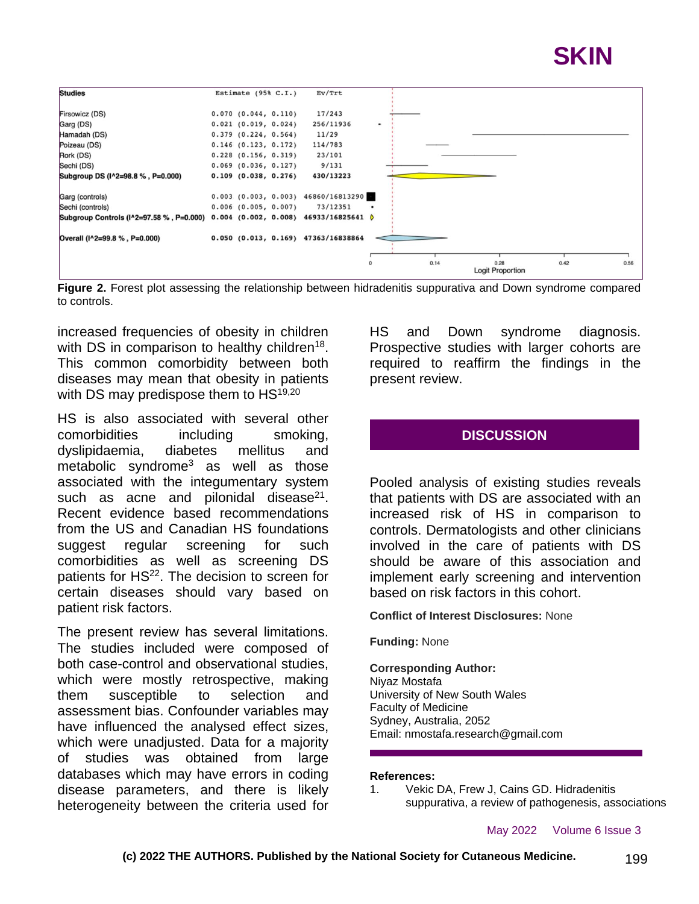| Studies | Estimate (95% C.I.) | Ev/Trt |
| --- | --- | --- |
| Firsowicz (DS) | 0.070 (0.044, 0.110) | 17/243 |
| Garg (DS) | 0.021 (0.019, 0.024) | 256/11936 |
| Hamadah (DS) | 0.379 (0.224, 0.564) | 11/29 |
| Poizeau (DS) | 0.146 (0.123, 0.172) | 114/783 |
| Rork (DS) | 0.228 (0.156, 0.319) | 23/101 |
| Sechi (DS) | 0.069 (0.036, 0.127) | 9/131 |
| **Subgroup DS (I^2=98.8 %, P=0.000)** | **0.109 (0.038, 0.276)** | **430/13223** |
| Garg (controls) | 0.003 (0.003, 0.003) | 46860/16813290 |
| Sechi (controls) | 0.006 (0.005, 0.007) | 73/12351 |
| **Subgroup Controls (I^2=97.58 %, P=0.000)** | **0.004 (0.002, 0.008)** | **46933/16825641** |
| **Overall (I^2=99.8 %, P=0.000)** | **0.050 (0.013, 0.169)** | **47363/16838864** |

**Figure 2.** Forest plot assessing the relationship between hidradenitis suppurativa and Down syndrome compared to controls.

increased frequencies of obesity in children with DS in comparison to healthy children[18]. This common comorbidity between both diseases may mean that obesity in patients with DS may predispose them to HS[19,20]

HS is also associated with several other comorbidities including smoking, dyslipidaemia, diabetes mellitus and metabolic syndrome[3] as well as those associated with the integumentary system such as acne and pilonidal disease[21]. Recent evidence based recommendations from the US and Canadian HS foundations suggest regular screening for such comorbidities as well as screening DS patients for HS[22]. The decision to screen for certain diseases should vary based on patient risk factors.

The present review has several limitations. The studies included were composed of both case-control and observational studies, which were mostly retrospective, making them susceptible to selection and assessment bias. Confounder variables may have influenced the analysed effect sizes, which were unadjusted. Data for a majority of studies was obtained from large databases which may have errors in coding disease parameters, and there is likely heterogeneity between the criteria used for HS and Down syndrome diagnosis. Prospective studies with larger cohorts are required to reaffirm the findings in the present review.

## DISCUSSION

Pooled analysis of existing studies reveals that patients with DS are associated with an increased risk of HS in comparison to controls. Dermatologists and other clinicians involved in the care of patients with DS should be aware of this association and implement early screening and intervention based on risk factors in this cohort.

**Conflict of Interest Disclosures:** None

**Funding:** None

**Corresponding Author:**
Niyaz Mostafa
University of New South Wales
Faculty of Medicine
Sydney, Australia, 2052
Email: nmostafa.research@gmail.com

**References:**

1. Vekic DA, Frew J, Cains GD. Hidradenitis suppurativa, a review of pathogenesis, associations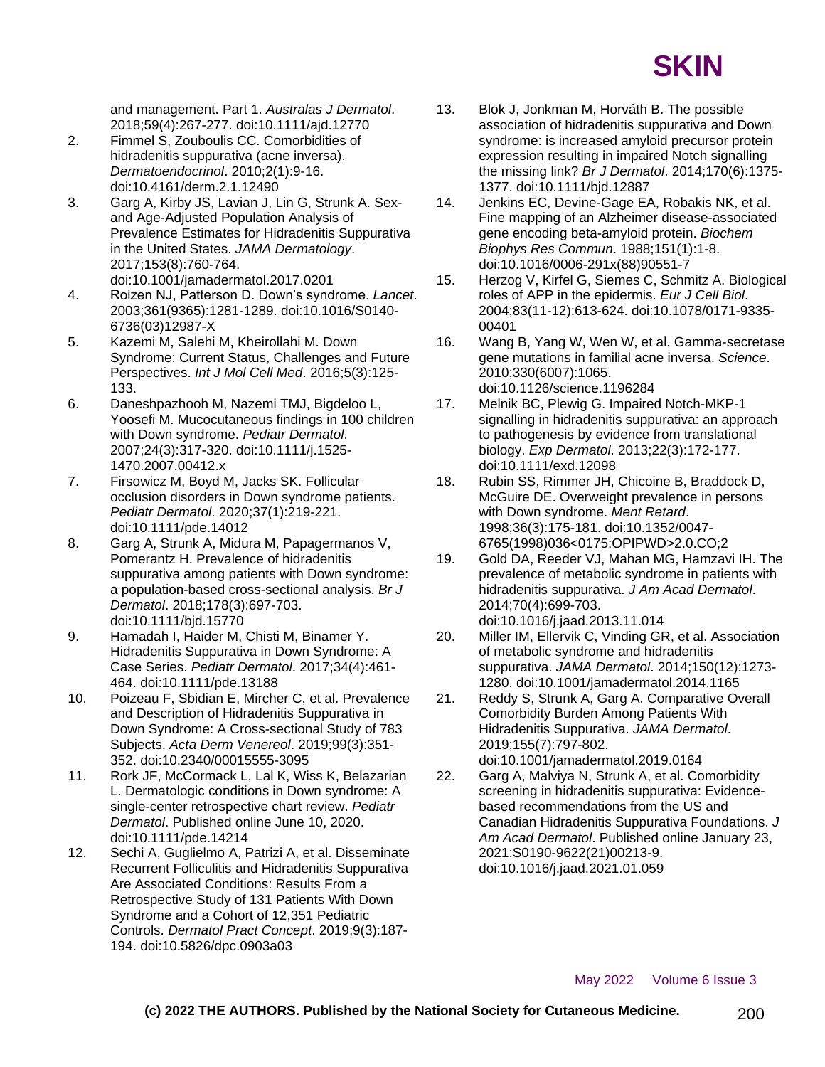and management. Part 1. *Australas J Dermatol*. 2018;59(4):267-277. doi:10.1111/ajd.12770

2. Fimmel S, Zouboulis CC. Comorbidities of hidradenitis suppurativa (acne inversa). *Dermatoendocrinol*. 2010;2(1):9-16. doi:10.4161/derm.2.1.12490
3. Garg A, Kirby JS, Lavian J, Lin G, Strunk A. Sex- and Age-Adjusted Population Analysis of Prevalence Estimates for Hidradenitis Suppurativa in the United States. *JAMA Dermatology*. 2017;153(8):760-764. doi:10.1001/jamadermatol.2017.0201
4. Roizen NJ, Patterson D. Down's syndrome. *Lancet*. 2003;361(9365):1281-1289. doi:10.1016/S0140-6736(03)12987-X
5. Kazemi M, Salehi M, Kheirollahi M. Down Syndrome: Current Status, Challenges and Future Perspectives. *Int J Mol Cell Med*. 2016;5(3):125-133.
6. Daneshpazhooh M, Nazemi TMJ, Bigdeloo L, Yoosefi M. Mucocutaneous findings in 100 children with Down syndrome. *Pediatr Dermatol*. 2007;24(3):317-320. doi:10.1111/j.1525-1470.2007.00412.x
7. Firsowicz M, Boyd M, Jacks SK. Follicular occlusion disorders in Down syndrome patients. *Pediatr Dermatol*. 2020;37(1):219-221. doi:10.1111/pde.14012
8. Garg A, Strunk A, Midura M, Papagermanos V, Pomerantz H. Prevalence of hidradenitis suppurativa among patients with Down syndrome: a population-based cross-sectional analysis. *Br J Dermatol*. 2018;178(3):697-703. doi:10.1111/bjd.15770
9. Hamadah I, Haider M, Chisti M, Binamer Y. Hidradenitis Suppurativa in Down Syndrome: A Case Series. *Pediatr Dermatol*. 2017;34(4):461-464. doi:10.1111/pde.13188
10. Poizeau F, Sbidian E, Mircher C, et al. Prevalence and Description of Hidradenitis Suppurativa in Down Syndrome: A Cross-sectional Study of 783 Subjects. *Acta Derm Venereol*. 2019;99(3):351-352. doi:10.2340/00015555-3095
11. Rork JF, McCormack L, Lal K, Wiss K, Belazarian L. Dermatologic conditions in Down syndrome: A single-center retrospective chart review. *Pediatr Dermatol*. Published online June 10, 2020. doi:10.1111/pde.14214
12. Sechi A, Guglielmo A, Patrizi A, et al. Disseminate Recurrent Folliculitis and Hidradenitis Suppurativa Are Associated Conditions: Results From a Retrospective Study of 131 Patients With Down Syndrome and a Cohort of 12,351 Pediatric Controls. *Dermatol Pract Concept*. 2019;9(3):187-194. doi:10.5826/dpc.0903a03
13. Blok J, Jonkman M, Horváth B. The possible association of hidradenitis suppurativa and Down syndrome: is increased amyloid precursor protein expression resulting in impaired Notch signalling the missing link? *Br J Dermatol*. 2014;170(6):1375-1377. doi:10.1111/bjd.12887
14. Jenkins EC, Devine-Gage EA, Robakis NK, et al. Fine mapping of an Alzheimer disease-associated gene encoding beta-amyloid protein. *Biochem Biophys Res Commun*. 1988;151(1):1-8. doi:10.1016/0006-291x(88)90551-7
15. Herzog V, Kirfel G, Siemes C, Schmitz A. Biological roles of APP in the epidermis. *Eur J Cell Biol*. 2004;83(11-12):613-624. doi:10.1078/0171-9335-00401
16. Wang B, Yang W, Wen W, et al. Gamma-secretase gene mutations in familial acne inversa. *Science*. 2010;330(6007):1065. doi:10.1126/science.1196284
17. Melnik BC, Plewig G. Impaired Notch-MKP-1 signalling in hidradenitis suppurativa: an approach to pathogenesis by evidence from translational biology. *Exp Dermatol*. 2013;22(3):172-177. doi:10.1111/exd.12098
18. Rubin SS, Rimmer JH, Chicoine B, Braddock D, McGuire DE. Overweight prevalence in persons with Down syndrome. *Ment Retard*. 1998;36(3):175-181. doi:10.1352/0047-6765(1998)036<0175:OPIPWD>2.0.CO;2
19. Gold DA, Reeder VJ, Mahan MG, Hamzavi IH. The prevalence of metabolic syndrome in patients with hidradenitis suppurativa. *J Am Acad Dermatol*. 2014;70(4):699-703. doi:10.1016/j.jaad.2013.11.014
20. Miller IM, Ellervik C, Vinding GR, et al. Association of metabolic syndrome and hidradenitis suppurativa. *JAMA Dermatol*. 2014;150(12):1273-1280. doi:10.1001/jamadermatol.2014.1165
21. Reddy S, Strunk A, Garg A. Comparative Overall Comorbidity Burden Among Patients With Hidradenitis Suppurativa. *JAMA Dermatol*. 2019;155(7):797-802. doi:10.1001/jamadermatol.2019.0164
22. Garg A, Malviya N, Strunk A, et al. Comorbidity screening in hidradenitis suppurativa: Evidence-based recommendations from the US and Canadian Hidradenitis Suppurativa Foundations. *J Am Acad Dermatol*. Published online January 23, 2021:S0190-9622(21)00213-9. doi:10.1016/j.jaad.2021.01.059